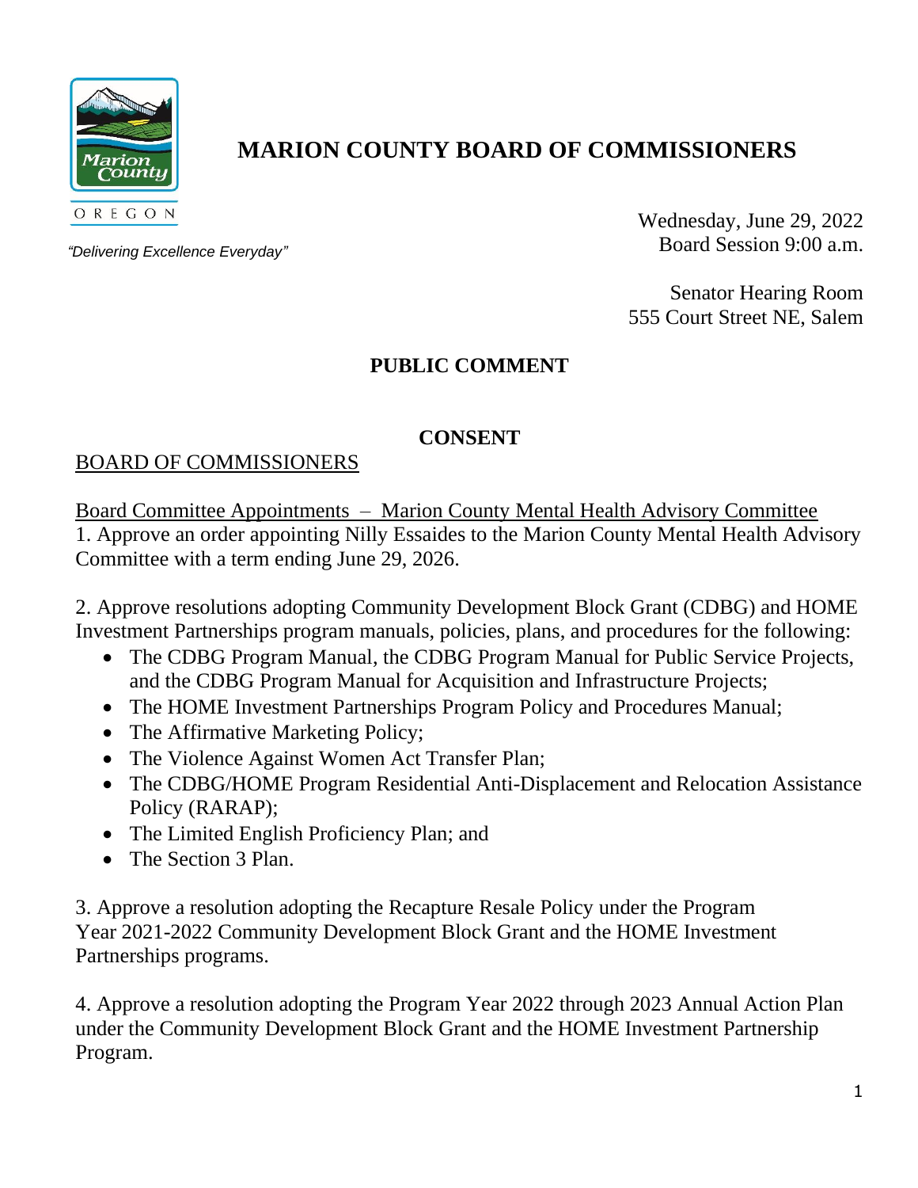# MARION COUNTY BOARD OF COMMISSIONERS

*"Delivering Excellence Everyday"*

Wednesday, June 29, 2022
Board Session 9:00 a.m.

Senator Hearing Room
555 Court Street NE, Salem

## PUBLIC COMMENT

## CONSENT

BOARD OF COMMISSIONERS

Board Committee Appointments – Marion County Mental Health Advisory Committee

1. Approve an order appointing Nilly Essaides to the Marion County Mental Health Advisory Committee with a term ending June 29, 2026.

2. Approve resolutions adopting Community Development Block Grant (CDBG) and HOME Investment Partnerships program manuals, policies, plans, and procedures for the following:
   - The CDBG Program Manual, the CDBG Program Manual for Public Service Projects, and the CDBG Program Manual for Acquisition and Infrastructure Projects;
   - The HOME Investment Partnerships Program Policy and Procedures Manual;
   - The Affirmative Marketing Policy;
   - The Violence Against Women Act Transfer Plan;
   - The CDBG/HOME Program Residential Anti-Displacement and Relocation Assistance Policy (RARAP);
   - The Limited English Proficiency Plan; and
   - The Section 3 Plan.

3. Approve a resolution adopting the Recapture Resale Policy under the Program Year 2021-2022 Community Development Block Grant and the HOME Investment Partnerships programs.

4. Approve a resolution adopting the Program Year 2022 through 2023 Annual Action Plan under the Community Development Block Grant and the HOME Investment Partnership Program.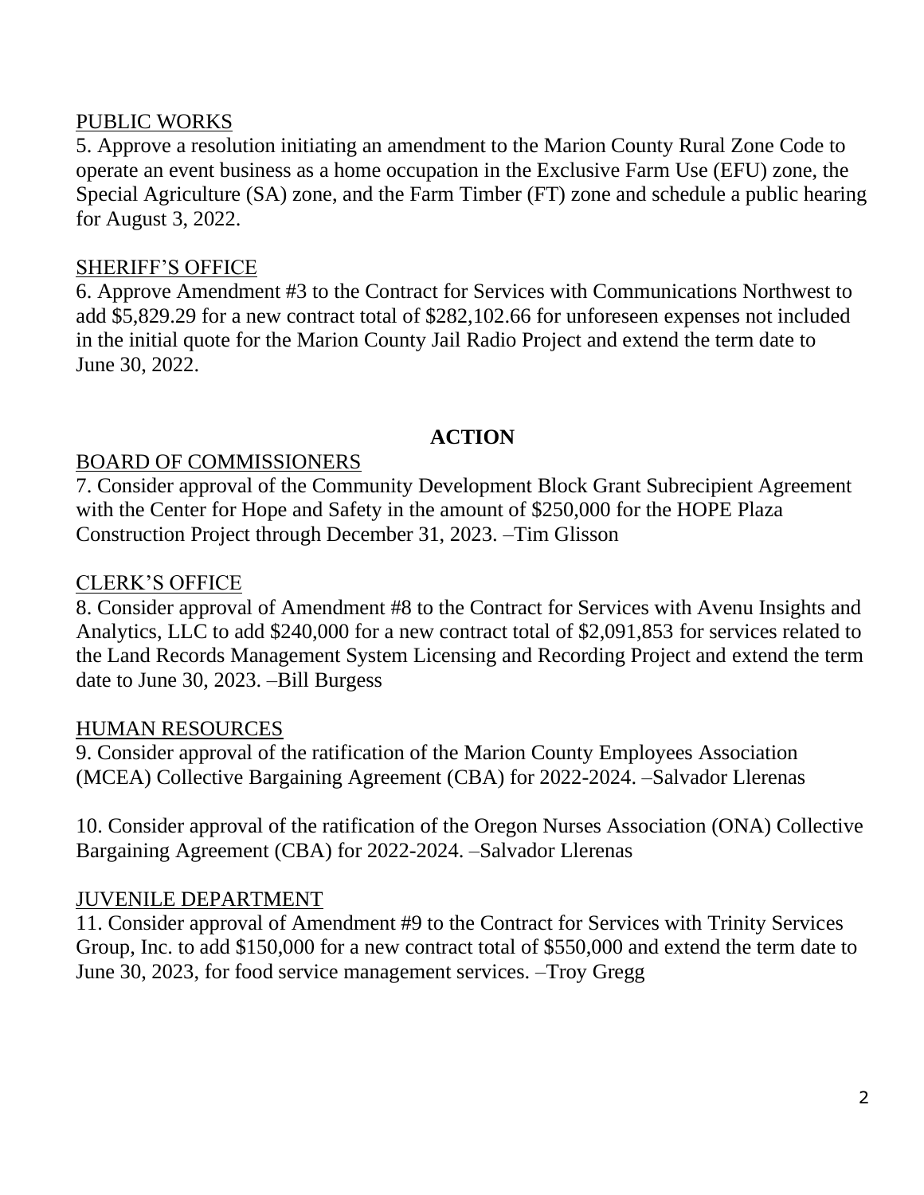PUBLIC WORKS

5. Approve a resolution initiating an amendment to the Marion County Rural Zone Code to operate an event business as a home occupation in the Exclusive Farm Use (EFU) zone, the Special Agriculture (SA) zone, and the Farm Timber (FT) zone and schedule a public hearing for August 3, 2022.

SHERIFF'S OFFICE

6. Approve Amendment #3 to the Contract for Services with Communications Northwest to add $5,829.29 for a new contract total of $282,102.66 for unforeseen expenses not included in the initial quote for the Marion County Jail Radio Project and extend the term date to June 30, 2022.

## ACTION

BOARD OF COMMISSIONERS

7. Consider approval of the Community Development Block Grant Subrecipient Agreement with the Center for Hope and Safety in the amount of $250,000 for the HOPE Plaza Construction Project through December 31, 2023. –Tim Glisson

CLERK'S OFFICE

8. Consider approval of Amendment #8 to the Contract for Services with Avenu Insights and Analytics, LLC to add $240,000 for a new contract total of $2,091,853 for services related to the Land Records Management System Licensing and Recording Project and extend the term date to June 30, 2023. –Bill Burgess

HUMAN RESOURCES

9. Consider approval of the ratification of the Marion County Employees Association (MCEA) Collective Bargaining Agreement (CBA) for 2022-2024. –Salvador Llerenas

10. Consider approval of the ratification of the Oregon Nurses Association (ONA) Collective Bargaining Agreement (CBA) for 2022-2024. –Salvador Llerenas

JUVENILE DEPARTMENT

11. Consider approval of Amendment #9 to the Contract for Services with Trinity Services Group, Inc. to add $150,000 for a new contract total of $550,000 and extend the term date to June 30, 2023, for food service management services. –Troy Gregg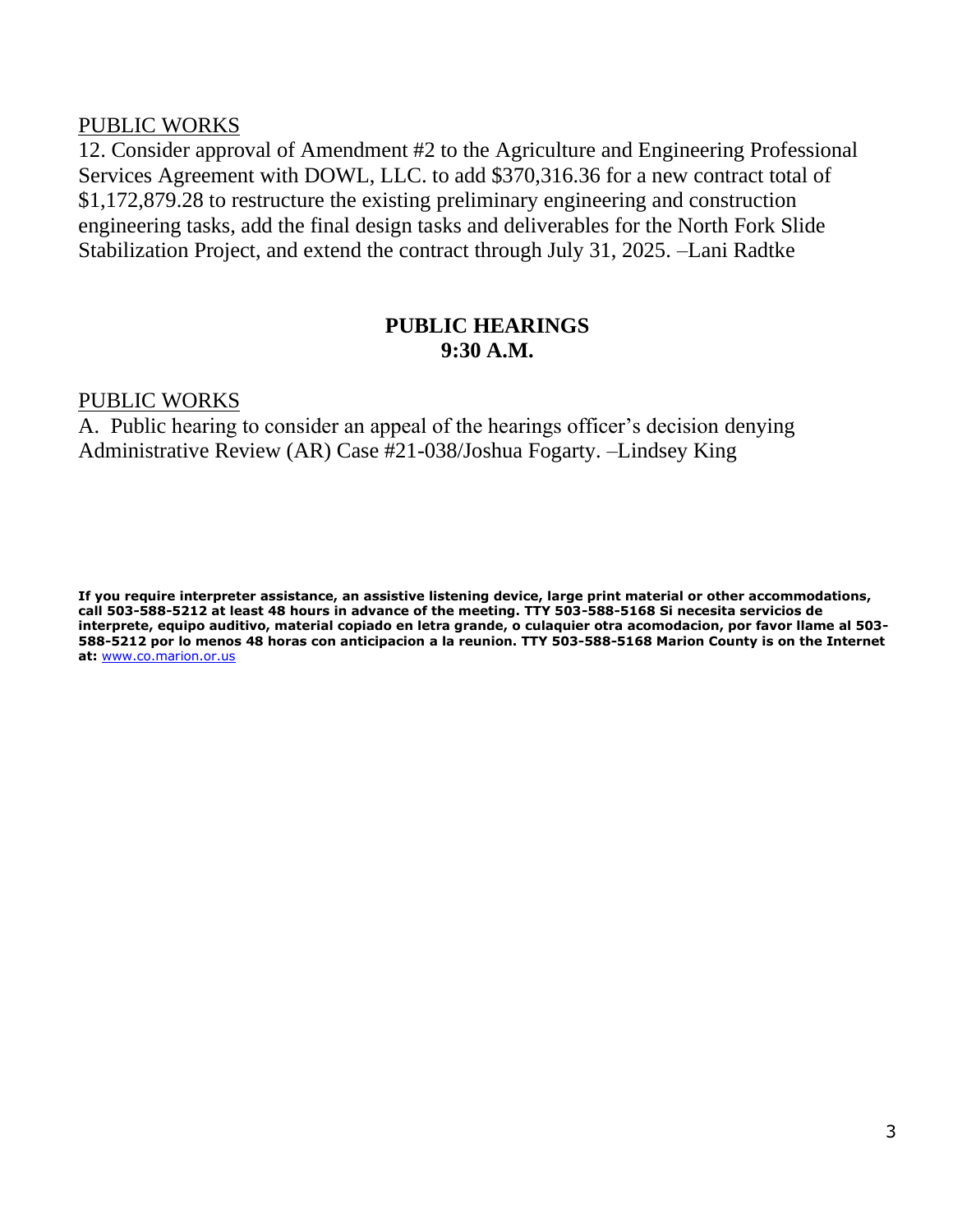<u>PUBLIC WORKS</u>

12. Consider approval of Amendment #2 to the Agriculture and Engineering Professional Services Agreement with DOWL, LLC. to add $370,316.36 for a new contract total of $1,172,879.28 to restructure the existing preliminary engineering and construction engineering tasks, add the final design tasks and deliverables for the North Fork Slide Stabilization Project, and extend the contract through July 31, 2025. –Lani Radtke

## PUBLIC HEARINGS
## 9:30 A.M.

<u>PUBLIC WORKS</u>

A. Public hearing to consider an appeal of the hearings officer's decision denying Administrative Review (AR) Case #21-038/Joshua Fogarty. –Lindsey King

**If you require interpreter assistance, an assistive listening device, large print material or other accommodations, call 503-588-5212 at least 48 hours in advance of the meeting. TTY 503-588-5168 Si necesita servicios de interprete, equipo auditivo, material copiado en letra grande, o culaquier otra acomodacion, por favor llame al 503-588-5212 por lo menos 48 horas con anticipacion a la reunion. TTY 503-588-5168 Marion County is on the Internet at:** www.co.marion.or.us